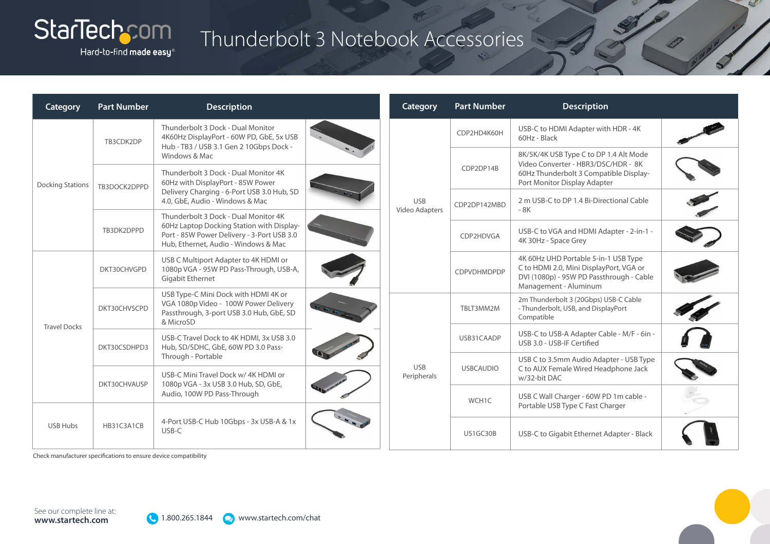# Thunderbolt 3 Notebook Accessories

StarTech.com — Hard-to-find **made easy**®

| Category | Part Number | Description |
|---|---|---|
| Docking Stations | TB3CDK2DP | Thunderbolt 3 Dock - Dual Monitor 4K60Hz DisplayPort - 60W PD, GbE, 5x USB Hub - TB3 / USB 3.1 Gen 2 10Gbps Dock - Windows & Mac |
| | TB3DOCK2DPPD | Thunderbolt 3 Dock - Dual Monitor 4K 60Hz with DisplayPort - 85W Power Delivery Charging - 6-Port USB 3.0 Hub, SD 4.0, GbE, Audio - Windows & Mac |
| | TB3DK2DPPD | Thunderbolt 3 Dock - Dual Monitor 4K 60Hz Laptop Docking Station with Display-Port - 85W Power Delivery - 3-Port USB 3.0 Hub, Ethernet, Audio - Windows & Mac |
| Travel Docks | DKT30CHVGPD | USB C Multiport Adapter to 4K HDMI or 1080p VGA - 95W PD Pass-Through, USB-A, Gigabit Ethernet |
| | DKT30CHVSCPD | USB Type-C Mini Dock with HDMI 4K or VGA 1080p Video - 100W Power Delivery Passthrough, 3-port USB 3.0 Hub, GbE, SD & MicroSD |
| | DKT30CSDHPD3 | USB-C Travel Dock to 4K HDMI, 3x USB 3.0 Hub, SD/SDHC, GbE, 60W PD 3.0 Pass-Through - Portable |
| | DKT30CHVAUSP | USB-C Mini Travel Dock w/ 4K HDMI or 1080p VGA - 3x USB 3.0 Hub, SD, GbE, Audio, 100W PD Pass-Through |
| USB Hubs | HB31C3A1CB | 4-Port USB-C Hub 10Gbps - 3x USB-A & 1x USB-C |

Check manufacturer specifications to ensure device compatibility

| Category | Part Number | Description |
|---|---|---|
| USB Video Adapters | CDP2HD4K60H | USB-C to HDMI Adapter with HDR - 4K 60Hz - Black |
| | CDP2DP14B | 8K/5K/4K USB Type C to DP 1.4 Alt Mode Video Converter - HBR3/DSC/HDR - 8K 60Hz Thunderbolt 3 Compatible Display-Port Monitor Display Adapter |
| | CDP2DP142MBD | 2 m USB-C to DP 1.4 Bi-Directional Cable - 8K |
| | CDP2HDVGA | USB-C to VGA and HDMI Adapter - 2-in-1 - 4K 30Hz - Space Grey |
| | CDPVDHMDPDP | 4K 60Hz UHD Portable 5-in-1 USB Type C to HDMI 2.0, Mini DisplayPort, VGA or DVI (1080p) - 95W PD Passthrough - Cable Management - Aluminum |
| USB Peripherals | TBLT3MM2M | 2m Thunderbolt 3 (20Gbps) USB-C Cable - Thunderbolt, USB, and DisplayPort Compatible |
| | USB31CAADP | USB-C to USB-A Adapter Cable - M/F - 6in - USB 3.0 - USB-IF Certified |
| | USBCAUDIO | USB C to 3.5mm Audio Adapter - USB Type C to AUX Female Wired Headphone Jack w/32-bit DAC |
| | WCH1C | USB C Wall Charger - 60W PD 1m cable - Portable USB Type C Fast Charger |
| | US1GC30B | USB-C to Gigabit Ethernet Adapter - Black |

See our complete line at:
**www.startech.com**

1.800.265.1844 www.startech.com/chat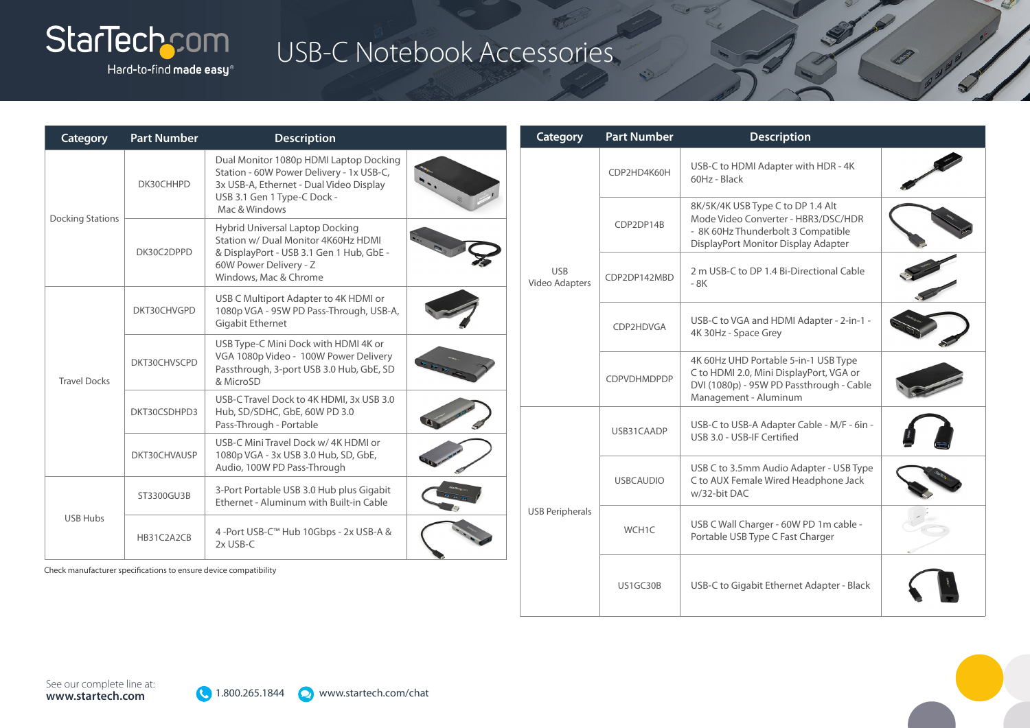# USB-C Notebook Accessories

| Category | Part Number | Description |
|---|---|---|
| Docking Stations | DK30CHHPD | Dual Monitor 1080p HDMI Laptop Docking Station - 60W Power Delivery - 1x USB-C, 3x USB-A, Ethernet - Dual Video Display USB 3.1 Gen 1 Type-C Dock - Mac & Windows |
| | DK30C2DPPD | Hybrid Universal Laptop Docking Station w/ Dual Monitor 4K60Hz HDMI & DisplayPort - USB 3.1 Gen 1 Hub, GbE - 60W Power Delivery - Z Windows, Mac & Chrome |
| Travel Docks | DKT30CHVGPD | USB C Multiport Adapter to 4K HDMI or 1080p VGA - 95W PD Pass-Through, USB-A, Gigabit Ethernet |
| | DKT30CHVSCPD | USB Type-C Mini Dock with HDMI 4K or VGA 1080p Video - 100W Power Delivery Passthrough, 3-port USB 3.0 Hub, GbE, SD & MicroSD |
| | DKT30CSDHPD3 | USB-C Travel Dock to 4K HDMI, 3x USB 3.0 Hub, SD/SDHC, GbE, 60W PD 3.0 Pass-Through - Portable |
| | DKT30CHVAUSP | USB-C Mini Travel Dock w/ 4K HDMI or 1080p VGA - 3x USB 3.0 Hub, SD, GbE, Audio, 100W PD Pass-Through |
| USB Hubs | ST3300GU3B | 3-Port Portable USB 3.0 Hub plus Gigabit Ethernet - Aluminum with Built-in Cable |
| | HB31C2A2CB | 4 -Port USB-C™ Hub 10Gbps - 2x USB-A & 2x USB-C |

Check manufacturer specifications to ensure device compatibility

| Category | Part Number | Description |
|---|---|---|
| USB Video Adapters | CDP2HD4K60H | USB-C to HDMI Adapter with HDR - 4K 60Hz - Black |
| | CDP2DP14B | 8K/5K/4K USB Type C to DP 1.4 Alt Mode Video Converter - HBR3/DSC/HDR - 8K 60Hz Thunderbolt 3 Compatible DisplayPort Monitor Display Adapter |
| | CDP2DP142MBD | 2 m USB-C to DP 1.4 Bi-Directional Cable - 8K |
| | CDP2HDVGA | USB-C to VGA and HDMI Adapter - 2-in-1 - 4K 30Hz - Space Grey |
| | CDPVDHMDPDP | 4K 60Hz UHD Portable 5-in-1 USB Type C to HDMI 2.0, Mini DisplayPort, VGA or DVI (1080p) - 95W PD Passthrough - Cable Management - Aluminum |
| USB Peripherals | USB31CAADP | USB-C to USB-A Adapter Cable - M/F - 6in - USB 3.0 - USB-IF Certified |
| | USBCAUDIO | USB C to 3.5mm Audio Adapter - USB Type C to AUX Female Wired Headphone Jack w/32-bit DAC |
| | WCH1C | USB C Wall Charger - 60W PD 1m cable - Portable USB Type C Fast Charger |
| | US1GC30B | USB-C to Gigabit Ethernet Adapter - Black |

See our complete line at:
**www.startech.com**

1.800.265.1844 www.startech.com/chat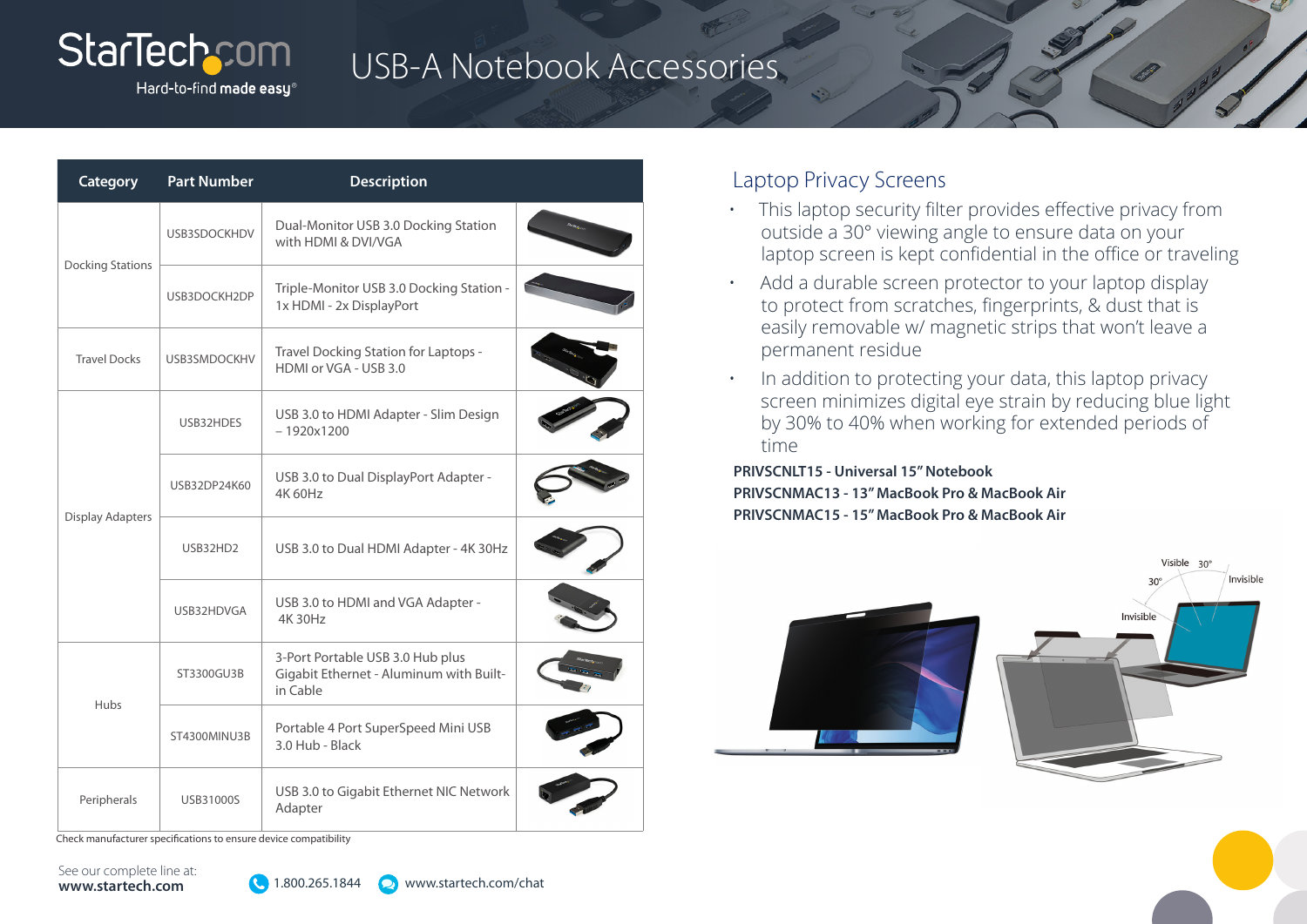# USB-A Notebook Accessories

| Category | Part Number | Description |
|---|---|---|
| Docking Stations | USB3SDOCKHDV | Dual-Monitor USB 3.0 Docking Station with HDMI & DVI/VGA |
| | USB3DOCKH2DP | Triple-Monitor USB 3.0 Docking Station - 1x HDMI - 2x DisplayPort |
| Travel Docks | USB3SMDOCKHV | Travel Docking Station for Laptops - HDMI or VGA - USB 3.0 |
| Display Adapters | USB32HDES | USB 3.0 to HDMI Adapter - Slim Design – 1920x1200 |
| | USB32DP24K60 | USB 3.0 to Dual DisplayPort Adapter - 4K 60Hz |
| | USB32HD2 | USB 3.0 to Dual HDMI Adapter - 4K 30Hz |
| | USB32HDVGA | USB 3.0 to HDMI and VGA Adapter - 4K 30Hz |
| Hubs | ST3300GU3B | 3-Port Portable USB 3.0 Hub plus Gigabit Ethernet - Aluminum with Built-in Cable |
| | ST4300MINU3B | Portable 4 Port SuperSpeed Mini USB 3.0 Hub - Black |
| Peripherals | USB31000S | USB 3.0 to Gigabit Ethernet NIC Network Adapter |

Check manufacturer specifications to ensure device compatibility

## Laptop Privacy Screens

- This laptop security filter provides effective privacy from outside a 30° viewing angle to ensure data on your laptop screen is kept confidential in the office or traveling
- Add a durable screen protector to your laptop display to protect from scratches, fingerprints, & dust that is easily removable w/ magnetic strips that won't leave a permanent residue
- In addition to protecting your data, this laptop privacy screen minimizes digital eye strain by reducing blue light by 30% to 40% when working for extended periods of time

**PRIVSCNLT15 - Universal 15" Notebook**
**PRIVSCNMAC13 - 13" MacBook Pro & MacBook Air**
**PRIVSCNMAC15 - 15" MacBook Pro & MacBook Air**

Visible 30°
30°
Invisible
Invisible

See our complete line at:
**www.startech.com**

1.800.265.1844 www.startech.com/chat